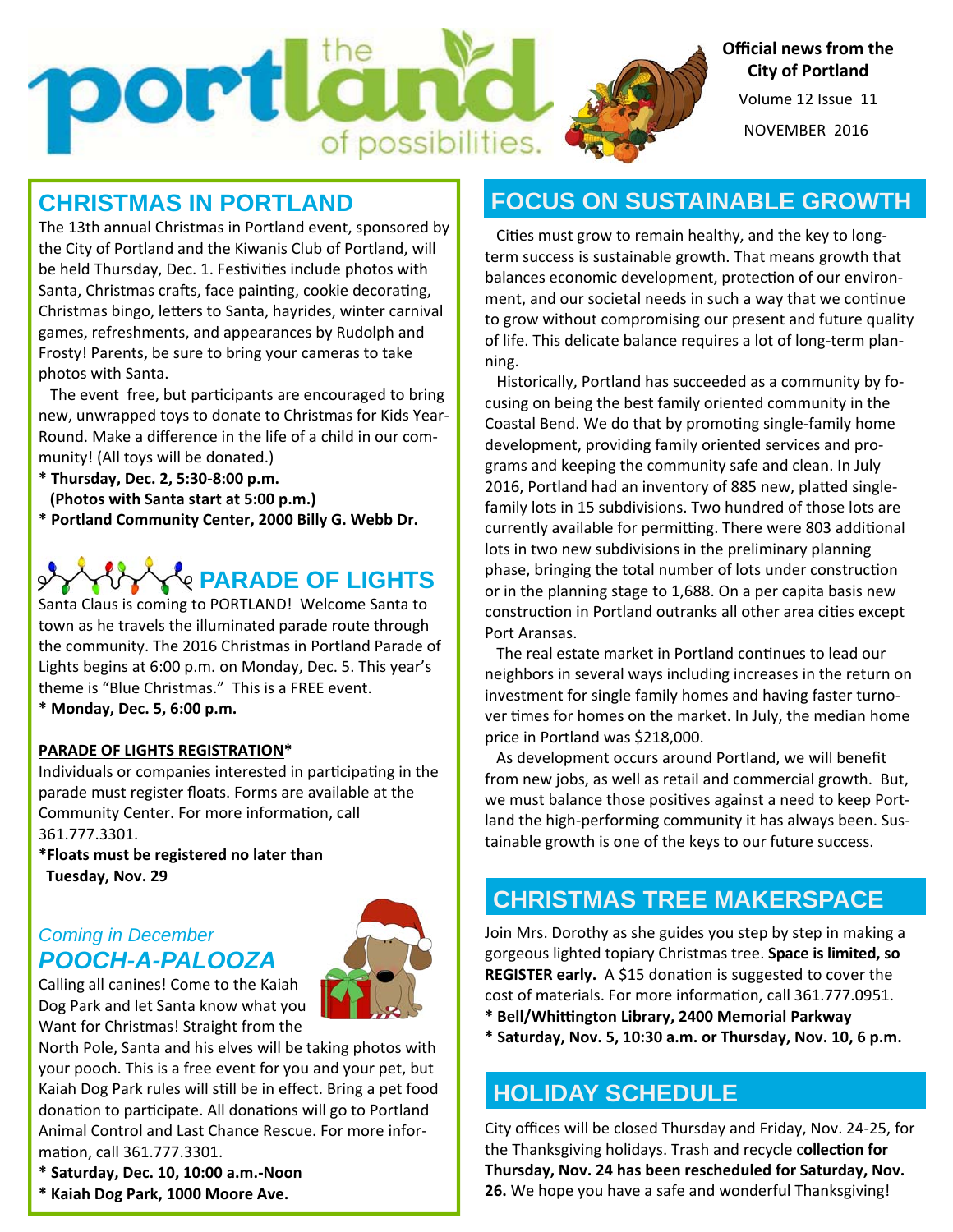# the portland of possibilities.

**Official news from the City of Portland**

Volume 12 Issue 11

NOVEMBER 2016

## CHRISTMAS IN PORTLAND

The 13th annual Christmas in Portland event, sponsored by the City of Portland and the Kiwanis Club of Portland, will be held Thursday, Dec. 1. Festivities include photos with Santa, Christmas crafts, face painting, cookie decorating, Christmas bingo, letters to Santa, hayrides, winter carnival games, refreshments, and appearances by Rudolph and Frosty! Parents, be sure to bring your cameras to take photos with Santa.

The event free, but participants are encouraged to bring new, unwrapped toys to donate to Christmas for Kids Year-Round. Make a difference in the life of a child in our community! (All toys will be donated.)

**\* Thursday, Dec. 2, 5:30-8:00 p.m.**
**(Photos with Santa start at 5:00 p.m.)**
**\* Portland Community Center, 2000 Billy G. Webb Dr.**

## PARADE OF LIGHTS

Santa Claus is coming to PORTLAND! Welcome Santa to town as he travels the illuminated parade route through the community. The 2016 Christmas in Portland Parade of Lights begins at 6:00 p.m. on Monday, Dec. 5. This year's theme is "Blue Christmas." This is a FREE event.

**\* Monday, Dec. 5, 6:00 p.m.**

**PARADE OF LIGHTS REGISTRATION\***

Individuals or companies interested in participating in the parade must register floats. Forms are available at the Community Center. For more information, call 361.777.3301.

**\*Floats must be registered no later than Tuesday, Nov. 29**

*Coming in December*

### *POOCH-A-PALOOZA*

Calling all canines! Come to the Kaiah Dog Park and let Santa know what you Want for Christmas! Straight from the North Pole, Santa and his elves will be taking photos with your pooch. This is a free event for you and your pet, but Kaiah Dog Park rules will still be in effect. Bring a pet food donation to participate. All donations will go to Portland Animal Control and Last Chance Rescue. For more information, call 361.777.3301.

**\* Saturday, Dec. 10, 10:00 a.m.-Noon**
**\* Kaiah Dog Park, 1000 Moore Ave.**

## FOCUS ON SUSTAINABLE GROWTH

Cities must grow to remain healthy, and the key to long-term success is sustainable growth. That means growth that balances economic development, protection of our environment, and our societal needs in such a way that we continue to grow without compromising our present and future quality of life. This delicate balance requires a lot of long-term planning.

Historically, Portland has succeeded as a community by focusing on being the best family oriented community in the Coastal Bend. We do that by promoting single-family home development, providing family oriented services and programs and keeping the community safe and clean. In July 2016, Portland had an inventory of 885 new, platted single-family lots in 15 subdivisions. Two hundred of those lots are currently available for permitting. There were 803 additional lots in two new subdivisions in the preliminary planning phase, bringing the total number of lots under construction or in the planning stage to 1,688. On a per capita basis new construction in Portland outranks all other area cities except Port Aransas.

The real estate market in Portland continues to lead our neighbors in several ways including increases in the return on investment for single family homes and having faster turnover times for homes on the market. In July, the median home price in Portland was $218,000.

As development occurs around Portland, we will benefit from new jobs, as well as retail and commercial growth. But, we must balance those positives against a need to keep Portland the high-performing community it has always been. Sustainable growth is one of the keys to our future success.

## CHRISTMAS TREE MAKERSPACE

Join Mrs. Dorothy as she guides you step by step in making a gorgeous lighted topiary Christmas tree. **Space is limited, so REGISTER early.** A $15 donation is suggested to cover the cost of materials. For more information, call 361.777.0951.

**\* Bell/Whittington Library, 2400 Memorial Parkway**
**\* Saturday, Nov. 5, 10:30 a.m. or Thursday, Nov. 10, 6 p.m.**

## HOLIDAY SCHEDULE

City offices will be closed Thursday and Friday, Nov. 24-25, for the Thanksgiving holidays. Trash and recycle c**ollection for Thursday, Nov. 24 has been rescheduled for Saturday, Nov. 26.** We hope you have a safe and wonderful Thanksgiving!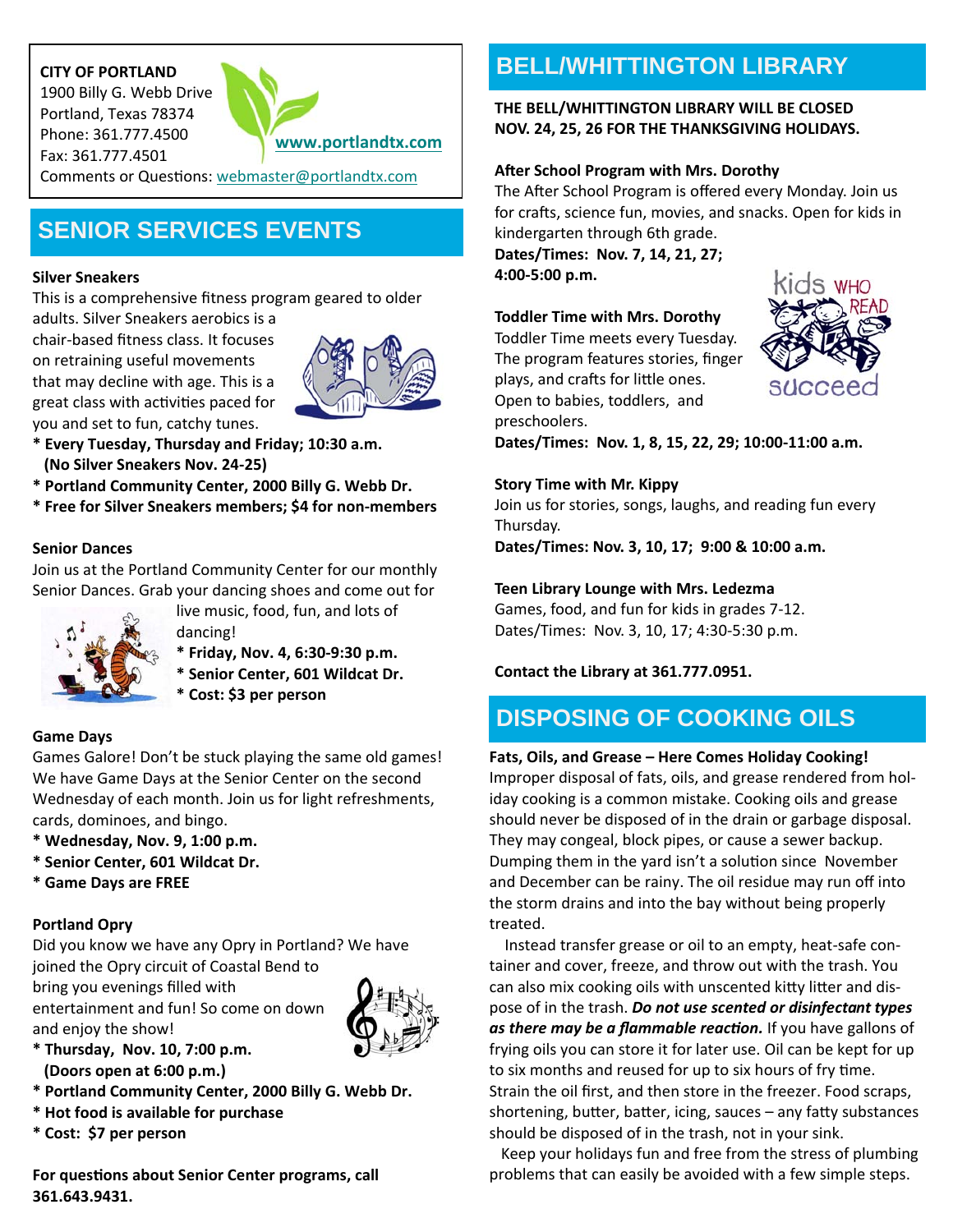**CITY OF PORTLAND**
1900 Billy G. Webb Drive
Portland, Texas 78374
Phone: 361.777.4500
Fax: 361.777.4501
**www.portlandtx.com**
Comments or Questions: webmaster@portlandtx.com

## SENIOR SERVICES EVENTS

**Silver Sneakers**

This is a comprehensive fitness program geared to older adults. Silver Sneakers aerobics is a chair-based fitness class. It focuses on retraining useful movements that may decline with age. This is a great class with activities paced for you and set to fun, catchy tunes.

* **Every Tuesday, Thursday and Friday; 10:30 a.m. (No Silver Sneakers Nov. 24-25)**
* **Portland Community Center, 2000 Billy G. Webb Dr.**
* **Free for Silver Sneakers members; $4 for non-members**

**Senior Dances**

Join us at the Portland Community Center for our monthly Senior Dances. Grab your dancing shoes and come out for live music, food, fun, and lots of dancing!

* **Friday, Nov. 4, 6:30-9:30 p.m.**
* **Senior Center, 601 Wildcat Dr.**
* **Cost: $3 per person**

**Game Days**

Games Galore! Don't be stuck playing the same old games! We have Game Days at the Senior Center on the second Wednesday of each month. Join us for light refreshments, cards, dominoes, and bingo.

* **Wednesday, Nov. 9, 1:00 p.m.**
* **Senior Center, 601 Wildcat Dr.**
* **Game Days are FREE**

**Portland Opry**

Did you know we have any Opry in Portland? We have joined the Opry circuit of Coastal Bend to bring you evenings filled with entertainment and fun! So come on down and enjoy the show!

* **Thursday, Nov. 10, 7:00 p.m. (Doors open at 6:00 p.m.)**
* **Portland Community Center, 2000 Billy G. Webb Dr.**
* **Hot food is available for purchase**
* **Cost: $7 per person**

**For questions about Senior Center programs, call 361.643.9431.**

## BELL/WHITTINGTON LIBRARY

**THE BELL/WHITTINGTON LIBRARY WILL BE CLOSED NOV. 24, 25, 26 FOR THE THANKSGIVING HOLIDAYS.**

**After School Program with Mrs. Dorothy**

The After School Program is offered every Monday. Join us for crafts, science fun, movies, and snacks. Open for kids in kindergarten through 6th grade.

**Dates/Times: Nov. 7, 14, 21, 27; 4:00-5:00 p.m.**

**Toddler Time with Mrs. Dorothy**

Toddler Time meets every Tuesday. The program features stories, finger plays, and crafts for little ones. Open to babies, toddlers, and preschoolers.

**Dates/Times: Nov. 1, 8, 15, 22, 29; 10:00-11:00 a.m.**

**Story Time with Mr. Kippy**

Join us for stories, songs, laughs, and reading fun every Thursday.

**Dates/Times: Nov. 3, 10, 17; 9:00 & 10:00 a.m.**

**Teen Library Lounge with Mrs. Ledezma**

Games, food, and fun for kids in grades 7-12.

Dates/Times: Nov. 3, 10, 17; 4:30-5:30 p.m.

**Contact the Library at 361.777.0951.**

## DISPOSING OF COOKING OILS

**Fats, Oils, and Grease – Here Comes Holiday Cooking!**

Improper disposal of fats, oils, and grease rendered from holiday cooking is a common mistake. Cooking oils and grease should never be disposed of in the drain or garbage disposal. They may congeal, block pipes, or cause a sewer backup. Dumping them in the yard isn't a solution since November and December can be rainy. The oil residue may run off into the storm drains and into the bay without being properly treated.

Instead transfer grease or oil to an empty, heat-safe container and cover, freeze, and throw out with the trash. You can also mix cooking oils with unscented kitty litter and dispose of in the trash. ***Do not use scented or disinfectant types as there may be a flammable reaction.*** If you have gallons of frying oils you can store it for later use. Oil can be kept for up to six months and reused for up to six hours of fry time. Strain the oil first, and then store in the freezer. Food scraps, shortening, butter, batter, icing, sauces – any fatty substances should be disposed of in the trash, not in your sink.

Keep your holidays fun and free from the stress of plumbing problems that can easily be avoided with a few simple steps.